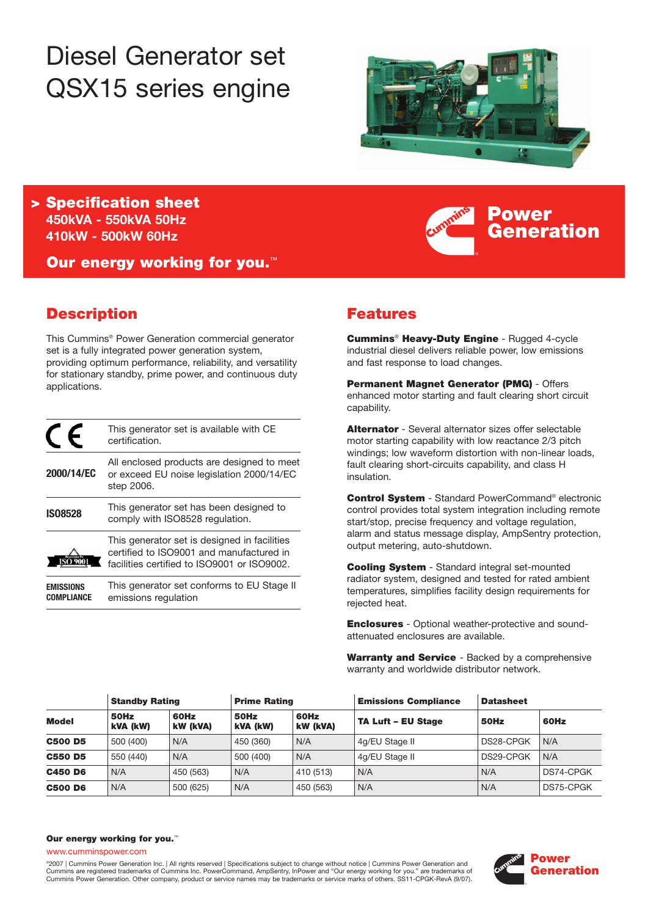# Diesel Generator set QSX15 series engine

> **Specification sheet**
> **450kVA - 550kVA 50Hz**
> **410kW - 500kW 60Hz**

**Our energy working for you.™**

Cummins Power Generation

## Description

This Cummins® Power Generation commercial generator set is a fully integrated power generation system, providing optimum performance, reliability, and versatility for stationary standby, prime power, and continuous duty applications.

| | |
|---|---|
| CE | This generator set is available with CE certification. |
| **2000/14/EC** | All enclosed products are designed to meet or exceed EU noise legislation 2000/14/EC step 2006. |
| **ISO8528** | This generator set has been designed to comply with ISO8528 regulation. |
| ISO 9001 | This generator set is designed in facilities certified to ISO9001 and manufactured in facilities certified to ISO9001 or ISO9002. |
| **EMISSIONS COMPLIANCE** | This generator set conforms to EU Stage II emissions regulation |

## Features

**Cummins® Heavy-Duty Engine** - Rugged 4-cycle industrial diesel delivers reliable power, low emissions and fast response to load changes.

**Permanent Magnet Generator (PMG)** - Offers enhanced motor starting and fault clearing short circuit capability.

**Alternator** - Several alternator sizes offer selectable motor starting capability with low reactance 2/3 pitch windings; low waveform distortion with non-linear loads, fault clearing short-circuits capability, and class H insulation.

**Control System** - Standard PowerCommand® electronic control provides total system integration including remote start/stop, precise frequency and voltage regulation, alarm and status message display, AmpSentry protection, output metering, auto-shutdown.

**Cooling System** - Standard integral set-mounted radiator system, designed and tested for rated ambient temperatures, simplifies facility design requirements for rejected heat.

**Enclosures** - Optional weather-protective and sound-attenuated enclosures are available.

**Warranty and Service** - Backed by a comprehensive warranty and worldwide distributor network.

| | **Standby Rating** | | **Prime Rating** | | **Emissions Compliance** | **Datasheet** | |
|---|---|---|---|---|---|---|---|
| **Model** | **50Hz kVA (kW)** | **60Hz kW (kVA)** | **50Hz kVA (kW)** | **60Hz kW (kVA)** | **TA Luft – EU Stage** | **50Hz** | **60Hz** |
| **C500 D5** | 500 (400) | N/A | 450 (360) | N/A | 4g/EU Stage II | DS28-CPGK | N/A |
| **C550 D5** | 550 (440) | N/A | 500 (400) | N/A | 4g/EU Stage II | DS29-CPGK | N/A |
| **C450 D6** | N/A | 450 (563) | N/A | 410 (513) | N/A | N/A | DS74-CPGK |
| **C500 D6** | N/A | 500 (625) | N/A | 450 (563) | N/A | N/A | DS75-CPGK |

**Our energy working for you.™**

www.cumminspower.com

©2007 | Cummins Power Generation Inc. | All rights reserved | Specifications subject to change without notice | Cummins Power Generation and Cummins are registered trademarks of Cummins Inc. PowerCommand, AmpSentry, InPower and "Our energy working for you." are trademarks of Cummins Power Generation. Other company, product or service names may be trademarks or service marks of others. SS11-CPGK-RevA (9/07).

Power Generation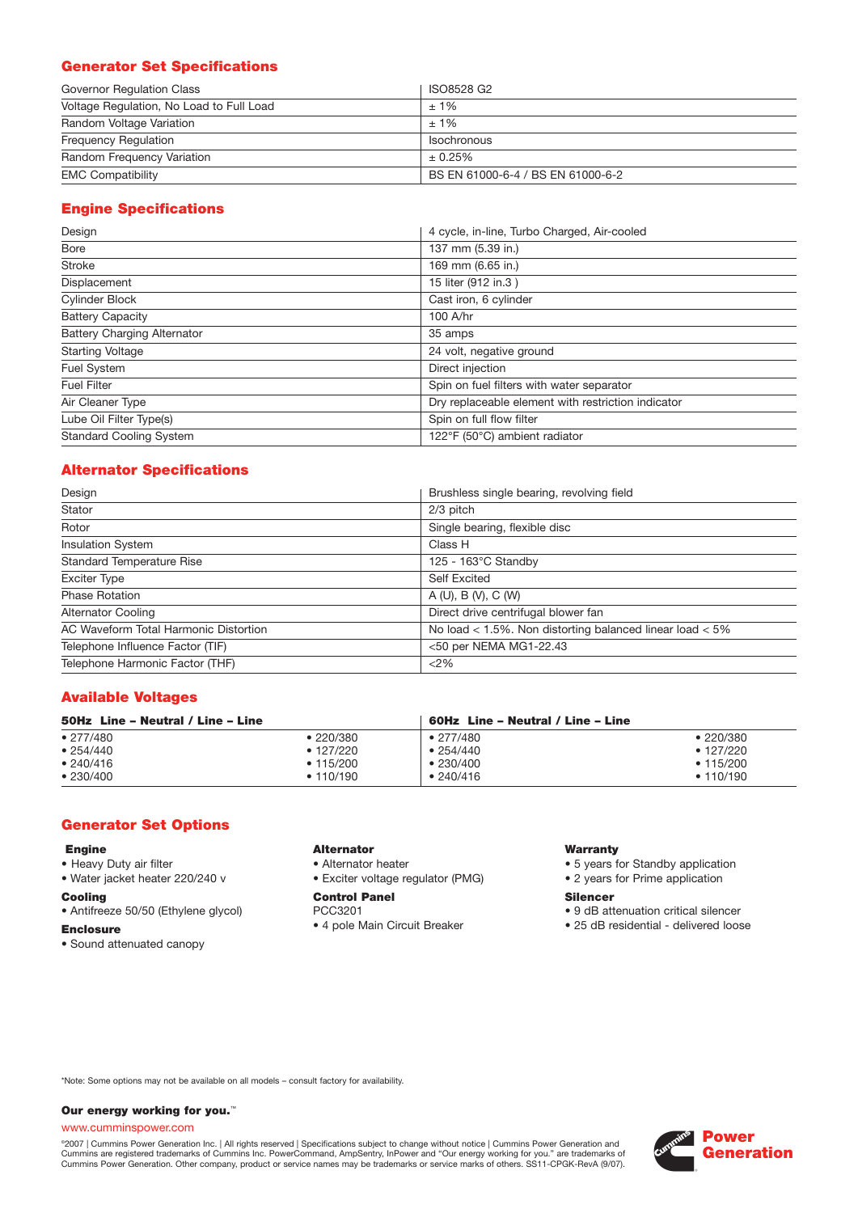## Generator Set Specifications

| | |
|---|---|
| Governor Regulation Class | ISO8528 G2 |
| Voltage Regulation, No Load to Full Load | ± 1% |
| Random Voltage Variation | ± 1% |
| Frequency Regulation | Isochronous |
| Random Frequency Variation | ± 0.25% |
| EMC Compatibility | BS EN 61000-6-4 / BS EN 61000-6-2 |

## Engine Specifications

| | |
|---|---|
| Design | 4 cycle, in-line, Turbo Charged, Air-cooled |
| Bore | 137 mm (5.39 in.) |
| Stroke | 169 mm (6.65 in.) |
| Displacement | 15 liter (912 in.3 ) |
| Cylinder Block | Cast iron, 6 cylinder |
| Battery Capacity | 100 A/hr |
| Battery Charging Alternator | 35 amps |
| Starting Voltage | 24 volt, negative ground |
| Fuel System | Direct injection |
| Fuel Filter | Spin on fuel filters with water separator |
| Air Cleaner Type | Dry replaceable element with restriction indicator |
| Lube Oil Filter Type(s) | Spin on full flow filter |
| Standard Cooling System | 122°F (50°C) ambient radiator |

## Alternator Specifications

| | |
|---|---|
| Design | Brushless single bearing, revolving field |
| Stator | 2/3 pitch |
| Rotor | Single bearing, flexible disc |
| Insulation System | Class H |
| Standard Temperature Rise | 125 - 163°C Standby |
| Exciter Type | Self Excited |
| Phase Rotation | A (U), B (V), C (W) |
| Alternator Cooling | Direct drive centrifugal blower fan |
| AC Waveform Total Harmonic Distortion | No load < 1.5%. Non distorting balanced linear load < 5% |
| Telephone Influence Factor (TIF) | <50 per NEMA MG1-22.43 |
| Telephone Harmonic Factor (THF) | <2% |

## Available Voltages

| 50Hz Line – Neutral / Line – Line | | 60Hz Line – Neutral / Line – Line | |
|---|---|---|---|
| • 277/480 | • 220/380 | • 277/480 | • 220/380 |
| • 254/440 | • 127/220 | • 254/440 | • 127/220 |
| • 240/416 | • 115/200 | • 230/400 | • 115/200 |
| • 230/400 | • 110/190 | • 240/416 | • 110/190 |

## Generator Set Options

**Engine**
- Heavy Duty air filter
- Water jacket heater 220/240 v

**Cooling**
- Antifreeze 50/50 (Ethylene glycol)

**Enclosure**
- Sound attenuated canopy

**Alternator**
- Alternator heater
- Exciter voltage regulator (PMG)

**Control Panel**

PCC3201
- 4 pole Main Circuit Breaker

**Warranty**
- 5 years for Standby application
- 2 years for Prime application

**Silencer**
- 9 dB attenuation critical silencer
- 25 dB residential - delivered loose

*Note: Some options may not be available on all models – consult factory for availability.

**Our energy working for you.™**

www.cumminspower.com

©2007 | Cummins Power Generation Inc. | All rights reserved | Specifications subject to change without notice | Cummins Power Generation and Cummins are registered trademarks of Cummins Inc. PowerCommand, AmpSentry, InPower and "Our energy working for you." are trademarks of Cummins Power Generation. Other company, product or service names may be trademarks or service marks of others. SS11-CPGK-RevA (9/07).

Power Generation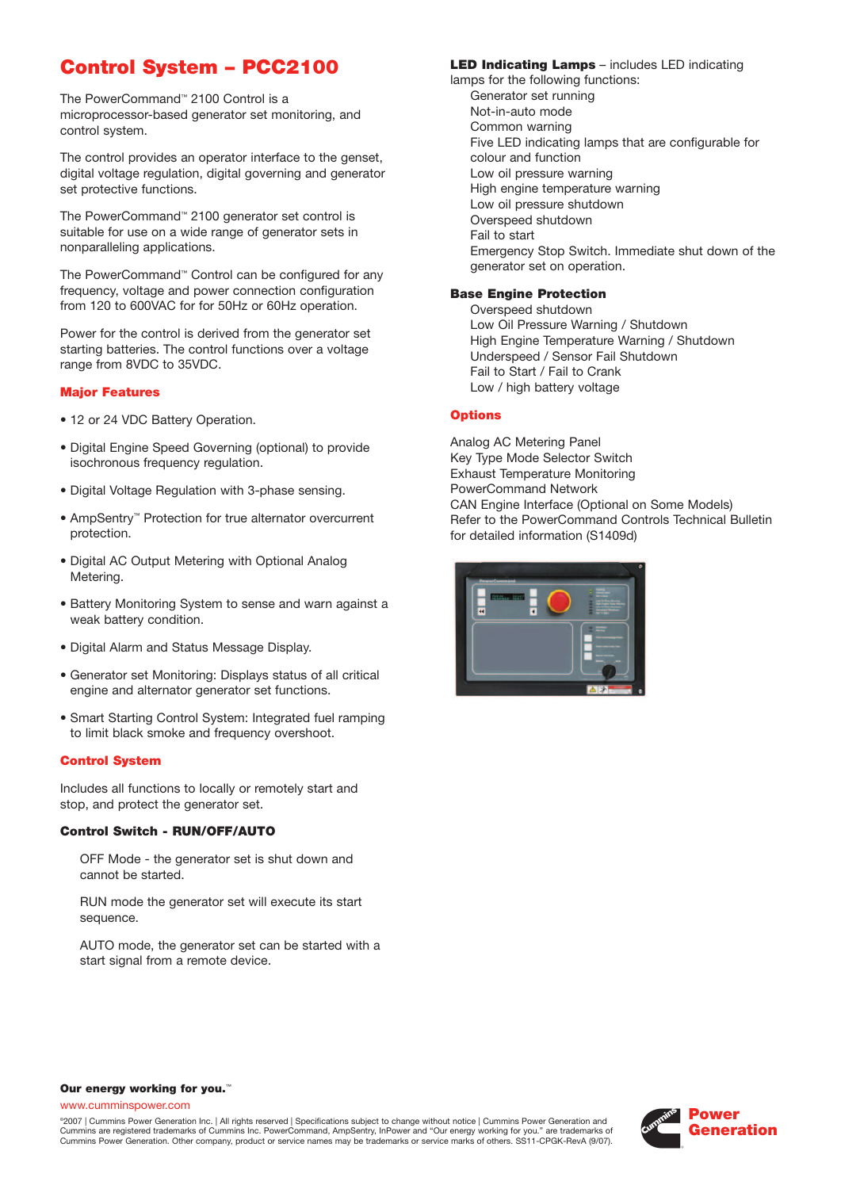# Control System – PCC2100

The PowerCommand™ 2100 Control is a microprocessor-based generator set monitoring, and control system.

The control provides an operator interface to the genset, digital voltage regulation, digital governing and generator set protective functions.

The PowerCommand™ 2100 generator set control is suitable for use on a wide range of generator sets in nonparalleling applications.

The PowerCommand™ Control can be configured for any frequency, voltage and power connection configuration from 120 to 600VAC for for 50Hz or 60Hz operation.

Power for the control is derived from the generator set starting batteries. The control functions over a voltage range from 8VDC to 35VDC.

## Major Features

- 12 or 24 VDC Battery Operation.
- Digital Engine Speed Governing (optional) to provide isochronous frequency regulation.
- Digital Voltage Regulation with 3-phase sensing.
- AmpSentry™ Protection for true alternator overcurrent protection.
- Digital AC Output Metering with Optional Analog Metering.
- Battery Monitoring System to sense and warn against a weak battery condition.
- Digital Alarm and Status Message Display.
- Generator set Monitoring: Displays status of all critical engine and alternator generator set functions.
- Smart Starting Control System: Integrated fuel ramping to limit black smoke and frequency overshoot.

## Control System

Includes all functions to locally or remotely start and stop, and protect the generator set.

### Control Switch - RUN/OFF/AUTO

OFF Mode - the generator set is shut down and cannot be started.

RUN mode the generator set will execute its start sequence.

AUTO mode, the generator set can be started with a start signal from a remote device.

**LED Indicating Lamps** – includes LED indicating lamps for the following functions:

Generator set running
Not-in-auto mode
Common warning
Five LED indicating lamps that are configurable for colour and function
Low oil pressure warning
High engine temperature warning
Low oil pressure shutdown
Overspeed shutdown
Fail to start
Emergency Stop Switch. Immediate shut down of the generator set on operation.

### Base Engine Protection

Overspeed shutdown
Low Oil Pressure Warning / Shutdown
High Engine Temperature Warning / Shutdown
Underspeed / Sensor Fail Shutdown
Fail to Start / Fail to Crank
Low / high battery voltage

## Options

Analog AC Metering Panel
Key Type Mode Selector Switch
Exhaust Temperature Monitoring
PowerCommand Network
CAN Engine Interface (Optional on Some Models)
Refer to the PowerCommand Controls Technical Bulletin for detailed information (S1409d)

**Our energy working for you.™**

www.cumminspower.com

©2007 | Cummins Power Generation Inc. | All rights reserved | Specifications subject to change without notice | Cummins Power Generation and Cummins are registered trademarks of Cummins Inc. PowerCommand, AmpSentry, InPower and "Our energy working for you." are trademarks of Cummins Power Generation. Other company, product or service names may be trademarks or service marks of others. SS11-CPGK-RevA (9/07).

**Power Generation**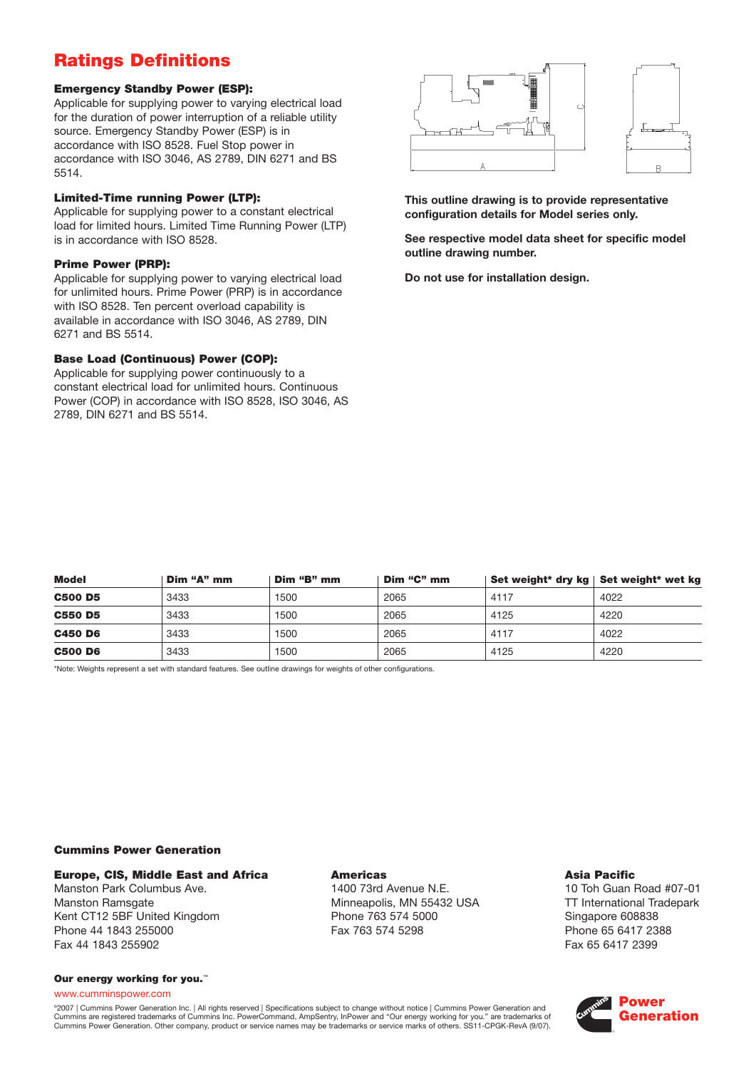## Ratings Definitions

**Emergency Standby Power (ESP):**
Applicable for supplying power to varying electrical load for the duration of power interruption of a reliable utility source. Emergency Standby Power (ESP) is in accordance with ISO 8528. Fuel Stop power in accordance with ISO 3046, AS 2789, DIN 6271 and BS 5514.

**Limited-Time running Power (LTP):**
Applicable for supplying power to a constant electrical load for limited hours. Limited Time Running Power (LTP) is in accordance with ISO 8528.

**Prime Power (PRP):**
Applicable for supplying power to varying electrical load for unlimited hours. Prime Power (PRP) is in accordance with ISO 8528. Ten percent overload capability is available in accordance with ISO 3046, AS 2789, DIN 6271 and BS 5514.

**Base Load (Continuous) Power (COP):**
Applicable for supplying power continuously to a constant electrical load for unlimited hours. Continuous Power (COP) in accordance with ISO 8528, ISO 3046, AS 2789, DIN 6271 and BS 5514.

C

A

B

**This outline drawing is to provide representative configuration details for Model series only.**

**See respective model data sheet for specific model outline drawing number.**

**Do not use for installation design.**

| Model | Dim "A" mm | Dim "B" mm | Dim "C" mm | Set weight* dry kg | Set weight* wet kg |
|---|---|---|---|---|---|
| **C500 D5** | 3433 | 1500 | 2065 | 4117 | 4022 |
| **C550 D5** | 3433 | 1500 | 2065 | 4125 | 4220 |
| **C450 D6** | 3433 | 1500 | 2065 | 4117 | 4022 |
| **C500 D6** | 3433 | 1500 | 2065 | 4125 | 4220 |

*Note: Weights represent a set with standard features. See outline drawings for weights of other configurations.

**Cummins Power Generation**

**Europe, CIS, Middle East and Africa**
Manston Park Columbus Ave.
Manston Ramsgate
Kent CT12 5BF United Kingdom
Phone 44 1843 255000
Fax 44 1843 255902

**Americas**
1400 73rd Avenue N.E.
Minneapolis, MN 55432 USA
Phone 763 574 5000
Fax 763 574 5298

**Asia Pacific**
10 Toh Guan Road #07-01
TT International Tradepark
Singapore 608838
Phone 65 6417 2388
Fax 65 6417 2399

**Our energy working for you.™**

www.cumminspower.com

©2007 | Cummins Power Generation Inc. | All rights reserved | Specifications subject to change without notice | Cummins Power Generation and Cummins are registered trademarks of Cummins Inc. PowerCommand, AmpSentry, InPower and "Our energy working for you." are trademarks of Cummins Power Generation. Other company, product or service names may be trademarks or service marks of others. SS11-CPGK-RevA (9/07).

Cummins Power Generation